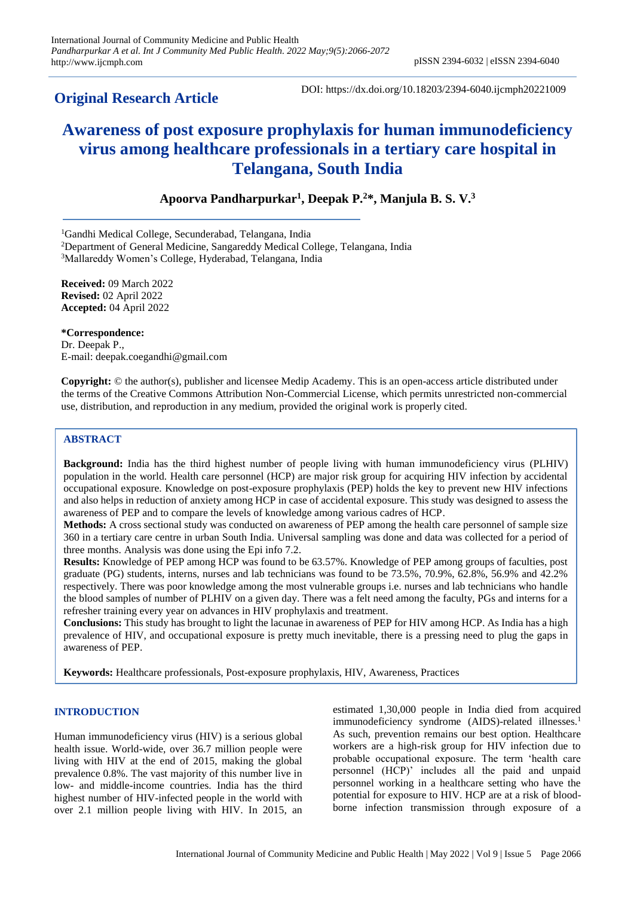**Original Research Article**

DOI: https://dx.doi.org/10.18203/2394-6040.ijcmph20221009

# Awareness of post exposure prophylaxis for human immunodeficiency virus among healthcare professionals in a tertiary care hospital in Telangana, South India

**Apoorva Pandharpurkar[1], Deepak P.[2]*, Manjula B. S. V.[3]**

[1]Gandhi Medical College, Secunderabad, Telangana, India
[2]Department of General Medicine, Sangareddy Medical College, Telangana, India
[3]Mallareddy Women's College, Hyderabad, Telangana, India

**Received:** 09 March 2022
**Revised:** 02 April 2022
**Accepted:** 04 April 2022

**\*Correspondence:**
Dr. Deepak P.,
E-mail: deepak.coegandhi@gmail.com

**Copyright:** © the author(s), publisher and licensee Medip Academy. This is an open-access article distributed under the terms of the Creative Commons Attribution Non-Commercial License, which permits unrestricted non-commercial use, distribution, and reproduction in any medium, provided the original work is properly cited.

## ABSTRACT

**Background:** India has the third highest number of people living with human immunodeficiency virus (PLHIV) population in the world. Health care personnel (HCP) are major risk group for acquiring HIV infection by accidental occupational exposure. Knowledge on post-exposure prophylaxis (PEP) holds the key to prevent new HIV infections and also helps in reduction of anxiety among HCP in case of accidental exposure. This study was designed to assess the awareness of PEP and to compare the levels of knowledge among various cadres of HCP.

**Methods:** A cross sectional study was conducted on awareness of PEP among the health care personnel of sample size 360 in a tertiary care centre in urban South India. Universal sampling was done and data was collected for a period of three months. Analysis was done using the Epi info 7.2.

**Results:** Knowledge of PEP among HCP was found to be 63.57%. Knowledge of PEP among groups of faculties, post graduate (PG) students, interns, nurses and lab technicians was found to be 73.5%, 70.9%, 62.8%, 56.9% and 42.2% respectively. There was poor knowledge among the most vulnerable groups i.e. nurses and lab technicians who handle the blood samples of number of PLHIV on a given day. There was a felt need among the faculty, PGs and interns for a refresher training every year on advances in HIV prophylaxis and treatment.

**Conclusions:** This study has brought to light the lacunae in awareness of PEP for HIV among HCP. As India has a high prevalence of HIV, and occupational exposure is pretty much inevitable, there is a pressing need to plug the gaps in awareness of PEP.

**Keywords:** Healthcare professionals, Post-exposure prophylaxis, HIV, Awareness, Practices

## INTRODUCTION

Human immunodeficiency virus (HIV) is a serious global health issue. World-wide, over 36.7 million people were living with HIV at the end of 2015, making the global prevalence 0.8%. The vast majority of this number live in low- and middle-income countries. India has the third highest number of HIV-infected people in the world with over 2.1 million people living with HIV. In 2015, an estimated 1,30,000 people in India died from acquired immunodeficiency syndrome (AIDS)-related illnesses.[1] As such, prevention remains our best option. Healthcare workers are a high-risk group for HIV infection due to probable occupational exposure. The term 'health care personnel (HCP)' includes all the paid and unpaid personnel working in a healthcare setting who have the potential for exposure to HIV. HCP are at a risk of blood-borne infection transmission through exposure of a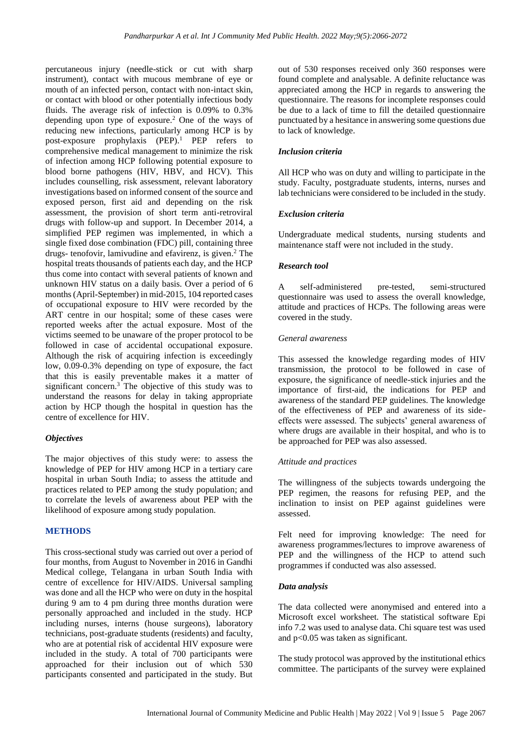percutaneous injury (needle-stick or cut with sharp instrument), contact with mucous membrane of eye or mouth of an infected person, contact with non-intact skin, or contact with blood or other potentially infectious body fluids. The average risk of infection is 0.09% to 0.3% depending upon type of exposure.[2] One of the ways of reducing new infections, particularly among HCP is by post-exposure prophylaxis (PEP).[1] PEP refers to comprehensive medical management to minimize the risk of infection among HCP following potential exposure to blood borne pathogens (HIV, HBV, and HCV). This includes counselling, risk assessment, relevant laboratory investigations based on informed consent of the source and exposed person, first aid and depending on the risk assessment, the provision of short term anti-retroviral drugs with follow-up and support. In December 2014, a simplified PEP regimen was implemented, in which a single fixed dose combination (FDC) pill, containing three drugs- tenofovir, lamivudine and efavirenz, is given.[2] The hospital treats thousands of patients each day, and the HCP thus come into contact with several patients of known and unknown HIV status on a daily basis. Over a period of 6 months (April-September) in mid-2015, 104 reported cases of occupational exposure to HIV were recorded by the ART centre in our hospital; some of these cases were reported weeks after the actual exposure. Most of the victims seemed to be unaware of the proper protocol to be followed in case of accidental occupational exposure. Although the risk of acquiring infection is exceedingly low, 0.09-0.3% depending on type of exposure, the fact that this is easily preventable makes it a matter of significant concern.[3] The objective of this study was to understand the reasons for delay in taking appropriate action by HCP though the hospital in question has the centre of excellence for HIV.

### *Objectives*

The major objectives of this study were: to assess the knowledge of PEP for HIV among HCP in a tertiary care hospital in urban South India; to assess the attitude and practices related to PEP among the study population; and to correlate the levels of awareness about PEP with the likelihood of exposure among study population.

## METHODS

This cross-sectional study was carried out over a period of four months, from August to November in 2016 in Gandhi Medical college, Telangana in urban South India with centre of excellence for HIV/AIDS. Universal sampling was done and all the HCP who were on duty in the hospital during 9 am to 4 pm during three months duration were personally approached and included in the study. HCP including nurses, interns (house surgeons), laboratory technicians, post-graduate students (residents) and faculty, who are at potential risk of accidental HIV exposure were included in the study. A total of 700 participants were approached for their inclusion out of which 530 participants consented and participated in the study. But out of 530 responses received only 360 responses were found complete and analysable. A definite reluctance was appreciated among the HCP in regards to answering the questionnaire. The reasons for incomplete responses could be due to a lack of time to fill the detailed questionnaire punctuated by a hesitance in answering some questions due to lack of knowledge.

### *Inclusion criteria*

All HCP who was on duty and willing to participate in the study. Faculty, postgraduate students, interns, nurses and lab technicians were considered to be included in the study.

### *Exclusion criteria*

Undergraduate medical students, nursing students and maintenance staff were not included in the study.

### *Research tool*

A self-administered pre-tested, semi-structured questionnaire was used to assess the overall knowledge, attitude and practices of HCPs. The following areas were covered in the study.

#### *General awareness*

This assessed the knowledge regarding modes of HIV transmission, the protocol to be followed in case of exposure, the significance of needle-stick injuries and the importance of first-aid, the indications for PEP and awareness of the standard PEP guidelines. The knowledge of the effectiveness of PEP and awareness of its side-effects were assessed. The subjects' general awareness of where drugs are available in their hospital, and who is to be approached for PEP was also assessed.

#### *Attitude and practices*

The willingness of the subjects towards undergoing the PEP regimen, the reasons for refusing PEP, and the inclination to insist on PEP against guidelines were assessed.

Felt need for improving knowledge: The need for awareness programmes/lectures to improve awareness of PEP and the willingness of the HCP to attend such programmes if conducted was also assessed.

### *Data analysis*

The data collected were anonymised and entered into a Microsoft excel worksheet. The statistical software Epi info 7.2 was used to analyse data. Chi square test was used and $p<0.05$ was taken as significant.

The study protocol was approved by the institutional ethics committee. The participants of the survey were explained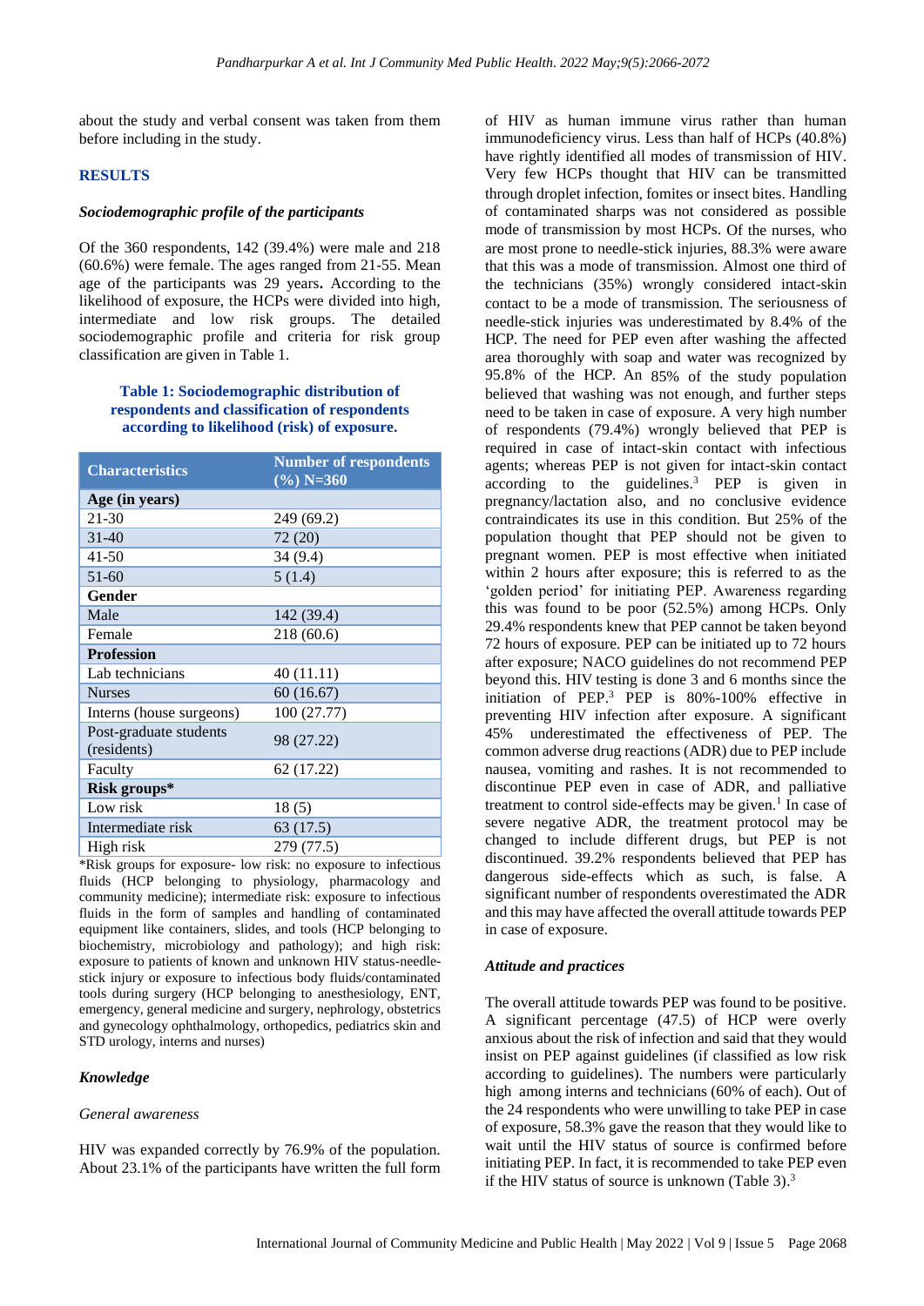about the study and verbal consent was taken from them before including in the study.

## RESULTS

### *Sociodemographic profile of the participants*

Of the 360 respondents, 142 (39.4%) were male and 218 (60.6%) were female. The ages ranged from 21-55. Mean age of the participants was 29 years**.** According to the likelihood of exposure, the HCPs were divided into high, intermediate and low risk groups. The detailed sociodemographic profile and criteria for risk group classification are given in Table 1.

**Table 1: Sociodemographic distribution of respondents and classification of respondents according to likelihood (risk) of exposure.**

| Characteristics | Number of respondents (%) N=360 |
|---|---|
| **Age (in years)** | |
| 21-30 | 249 (69.2) |
| 31-40 | 72 (20) |
| 41-50 | 34 (9.4) |
| 51-60 | 5 (1.4) |
| **Gender** | |
| Male | 142 (39.4) |
| Female | 218 (60.6) |
| **Profession** | |
| Lab technicians | 40 (11.11) |
| Nurses | 60 (16.67) |
| Interns (house surgeons) | 100 (27.77) |
| Post-graduate students (residents) | 98 (27.22) |
| Faculty | 62 (17.22) |
| **Risk groups*** | |
| Low risk | 18 (5) |
| Intermediate risk | 63 (17.5) |
| High risk | 279 (77.5) |

*Risk groups for exposure- low risk: no exposure to infectious fluids (HCP belonging to physiology, pharmacology and community medicine); intermediate risk: exposure to infectious fluids in the form of samples and handling of contaminated equipment like containers, slides, and tools (HCP belonging to biochemistry, microbiology and pathology); and high risk: exposure to patients of known and unknown HIV status-needle-stick injury or exposure to infectious body fluids/contaminated tools during surgery (HCP belonging to anesthesiology, ENT, emergency, general medicine and surgery, nephrology, obstetrics and gynecology ophthalmology, orthopedics, pediatrics skin and STD urology, interns and nurses)

### *Knowledge*

*General awareness*

HIV was expanded correctly by 76.9% of the population. About 23.1% of the participants have written the full form of HIV as human immune virus rather than human immunodeficiency virus. Less than half of HCPs (40.8%) have rightly identified all modes of transmission of HIV. Very few HCPs thought that HIV can be transmitted through droplet infection, fomites or insect bites. Handling of contaminated sharps was not considered as possible mode of transmission by most HCPs. Of the nurses, who are most prone to needle-stick injuries, 88.3% were aware that this was a mode of transmission. Almost one third of the technicians (35%) wrongly considered intact-skin contact to be a mode of transmission. The seriousness of needle-stick injuries was underestimated by 8.4% of the HCP. The need for PEP even after washing the affected area thoroughly with soap and water was recognized by 95.8% of the HCP. An 85% of the study population believed that washing was not enough, and further steps need to be taken in case of exposure. A very high number of respondents (79.4%) wrongly believed that PEP is required in case of intact-skin contact with infectious agents; whereas PEP is not given for intact-skin contact according to the guidelines.[3] PEP is given in pregnancy/lactation also, and no conclusive evidence contraindicates its use in this condition. But 25% of the population thought that PEP should not be given to pregnant women. PEP is most effective when initiated within 2 hours after exposure; this is referred to as the 'golden period' for initiating PEP. Awareness regarding this was found to be poor (52.5%) among HCPs. Only 29.4% respondents knew that PEP cannot be taken beyond 72 hours of exposure. PEP can be initiated up to 72 hours after exposure; NACO guidelines do not recommend PEP beyond this. HIV testing is done 3 and 6 months since the initiation of PEP.[3] PEP is 80%-100% effective in preventing HIV infection after exposure. A significant 45% underestimated the effectiveness of PEP. The common adverse drug reactions (ADR) due to PEP include nausea, vomiting and rashes. It is not recommended to discontinue PEP even in case of ADR, and palliative treatment to control side-effects may be given.[1] In case of severe negative ADR, the treatment protocol may be changed to include different drugs, but PEP is not discontinued. 39.2% respondents believed that PEP has dangerous side-effects which as such, is false. A significant number of respondents overestimated the ADR and this may have affected the overall attitude towards PEP in case of exposure.

### *Attitude and practices*

The overall attitude towards PEP was found to be positive. A significant percentage (47.5) of HCP were overly anxious about the risk of infection and said that they would insist on PEP against guidelines (if classified as low risk according to guidelines). The numbers were particularly high among interns and technicians (60% of each). Out of the 24 respondents who were unwilling to take PEP in case of exposure, 58.3% gave the reason that they would like to wait until the HIV status of source is confirmed before initiating PEP. In fact, it is recommended to take PEP even if the HIV status of source is unknown (Table 3).[3]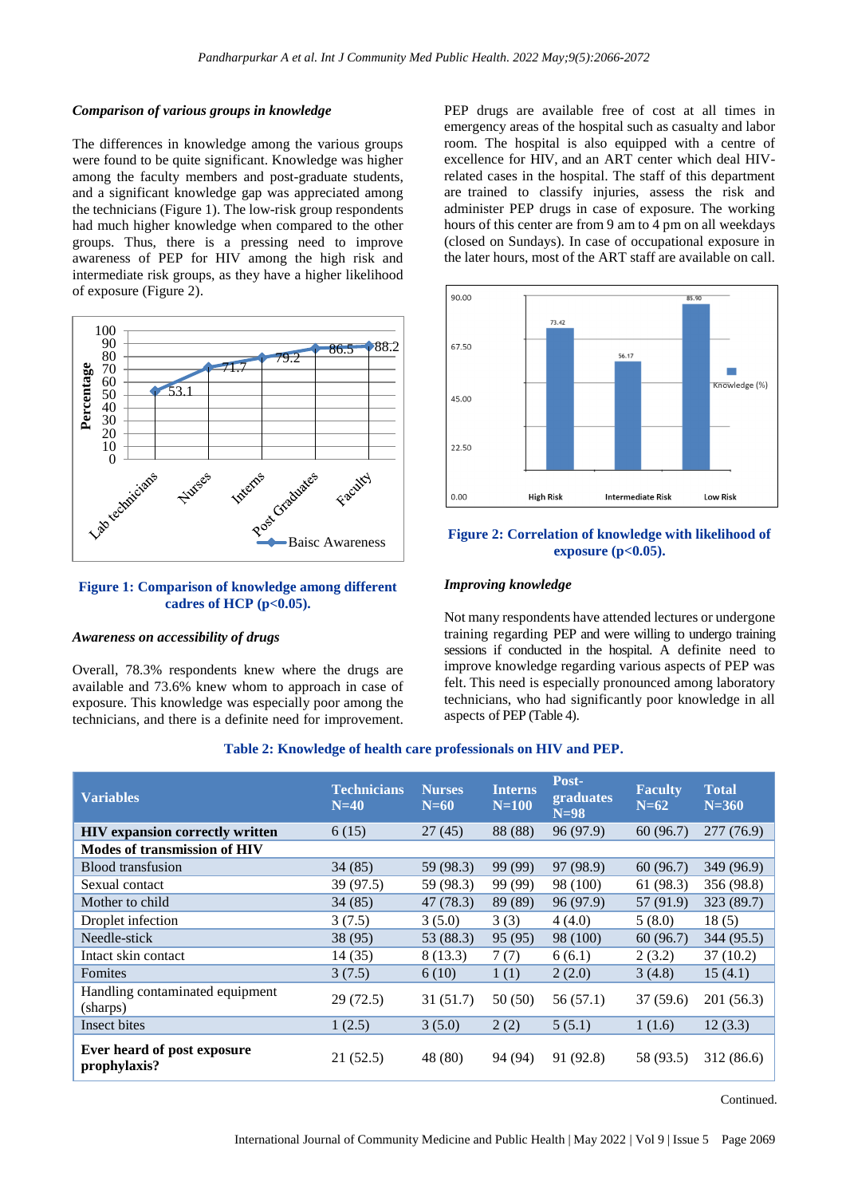### *Comparison of various groups in knowledge*

The differences in knowledge among the various groups were found to be quite significant. Knowledge was higher among the faculty members and post-graduate students, and a significant knowledge gap was appreciated among the technicians (Figure 1). The low-risk group respondents had much higher knowledge when compared to the other groups. Thus, there is a pressing need to improve awareness of PEP for HIV among the high risk and intermediate risk groups, as they have a higher likelihood of exposure (Figure 2).

**Figure 1: Comparison of knowledge among different cadres of HCP (p<0.05).**

### *Awareness on accessibility of drugs*

Overall, 78.3% respondents knew where the drugs are available and 73.6% knew whom to approach in case of exposure. This knowledge was especially poor among the technicians, and there is a definite need for improvement. PEP drugs are available free of cost at all times in emergency areas of the hospital such as casualty and labor room. The hospital is also equipped with a centre of excellence for HIV, and an ART center which deal HIV-related cases in the hospital. The staff of this department are trained to classify injuries, assess the risk and administer PEP drugs in case of exposure. The working hours of this center are from 9 am to 4 pm on all weekdays (closed on Sundays). In case of occupational exposure in the later hours, most of the ART staff are available on call.

**Figure 2: Correlation of knowledge with likelihood of exposure (p<0.05).**

### *Improving knowledge*

Not many respondents have attended lectures or undergone training regarding PEP and were willing to undergo training sessions if conducted in the hospital. A definite need to improve knowledge regarding various aspects of PEP was felt. This need is especially pronounced among laboratory technicians, who had significantly poor knowledge in all aspects of PEP (Table 4).

**Table 2: Knowledge of health care professionals on HIV and PEP.**

| Variables | Technicians N=40 | Nurses N=60 | Interns N=100 | Post-graduates N=98 | Faculty N=62 | Total N=360 |
|---|---|---|---|---|---|---|
| **HIV expansion correctly written** | 6 (15) | 27 (45) | 88 (88) | 96 (97.9) | 60 (96.7) | 277 (76.9) |
| **Modes of transmission of HIV** | | | | | | |
| Blood transfusion | 34 (85) | 59 (98.3) | 99 (99) | 97 (98.9) | 60 (96.7) | 349 (96.9) |
| Sexual contact | 39 (97.5) | 59 (98.3) | 99 (99) | 98 (100) | 61 (98.3) | 356 (98.8) |
| Mother to child | 34 (85) | 47 (78.3) | 89 (89) | 96 (97.9) | 57 (91.9) | 323 (89.7) |
| Droplet infection | 3 (7.5) | 3 (5.0) | 3 (3) | 4 (4.0) | 5 (8.0) | 18 (5) |
| Needle-stick | 38 (95) | 53 (88.3) | 95 (95) | 98 (100) | 60 (96.7) | 344 (95.5) |
| Intact skin contact | 14 (35) | 8 (13.3) | 7 (7) | 6 (6.1) | 2 (3.2) | 37 (10.2) |
| Fomites | 3 (7.5) | 6 (10) | 1 (1) | 2 (2.0) | 3 (4.8) | 15 (4.1) |
| Handling contaminated equipment (sharps) | 29 (72.5) | 31 (51.7) | 50 (50) | 56 (57.1) | 37 (59.6) | 201 (56.3) |
| Insect bites | 1 (2.5) | 3 (5.0) | 2 (2) | 5 (5.1) | 1 (1.6) | 12 (3.3) |
| **Ever heard of post exposure prophylaxis?** | 21 (52.5) | 48 (80) | 94 (94) | 91 (92.8) | 58 (93.5) | 312 (86.6) |

Continued.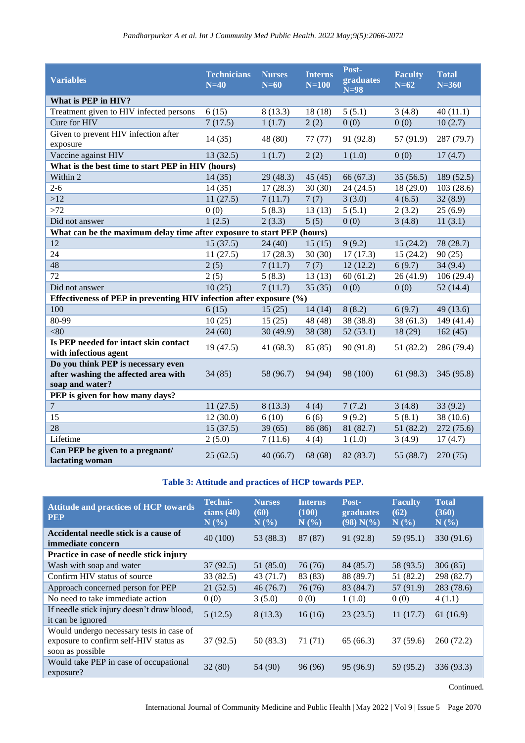| Variables | Technicians N=40 | Nurses N=60 | Interns N=100 | Post-graduates N=98 | Faculty N=62 | Total N=360 |
|---|---|---|---|---|---|---|
| **What is PEP in HIV?** | | | | | | |
| Treatment given to HIV infected persons | 6 (15) | 8 (13.3) | 18 (18) | 5 (5.1) | 3 (4.8) | 40 (11.1) |
| Cure for HIV | 7 (17.5) | 1 (1.7) | 2 (2) | 0 (0) | 0 (0) | 10 (2.7) |
| Given to prevent HIV infection after exposure | 14 (35) | 48 (80) | 77 (77) | 91 (92.8) | 57 (91.9) | 287 (79.7) |
| Vaccine against HIV | 13 (32.5) | 1 (1.7) | 2 (2) | 1 (1.0) | 0 (0) | 17 (4.7) |
| **What is the best time to start PEP in HIV (hours)** | | | | | | |
| Within 2 | 14 (35) | 29 (48.3) | 45 (45) | 66 (67.3) | 35 (56.5) | 189 (52.5) |
| 2-6 | 14 (35) | 17 (28.3) | 30 (30) | 24 (24.5) | 18 (29.0) | 103 (28.6) |
| >12 | 11 (27.5) | 7 (11.7) | 7 (7) | 3 (3.0) | 4 (6.5) | 32 (8.9) |
| >72 | 0 (0) | 5 (8.3) | 13 (13) | 5 (5.1) | 2 (3.2) | 25 (6.9) |
| Did not answer | 1 (2.5) | 2 (3.3) | 5 (5) | 0 (0) | 3 (4.8) | 11 (3.1) |
| **What can be the maximum delay time after exposure to start PEP (hours)** | | | | | | |
| 12 | 15 (37.5) | 24 (40) | 15 (15) | 9 (9.2) | 15 (24.2) | 78 (28.7) |
| 24 | 11 (27.5) | 17 (28.3) | 30 (30) | 17 (17.3) | 15 (24.2) | 90 (25) |
| 48 | 2 (5) | 7 (11.7) | 7 (7) | 12 (12.2) | 6 (9.7) | 34 (9.4) |
| 72 | 2 (5) | 5 (8.3) | 13 (13) | 60 (61.2) | 26 (41.9) | 106 (29.4) |
| Did not answer | 10 (25) | 7 (11.7) | 35 (35) | 0 (0) | 0 (0) | 52 (14.4) |
| **Effectiveness of PEP in preventing HIV infection after exposure (%)** | | | | | | |
| 100 | 6 (15) | 15 (25) | 14 (14) | 8 (8.2) | 6 (9.7) | 49 (13.6) |
| 80-99 | 10 (25) | 15 (25) | 48 (48) | 38 (38.8) | 38 (61.3) | 149 (41.4) |
| <80 | 24 (60) | 30 (49.9) | 38 (38) | 52 (53.1) | 18 (29) | 162 (45) |
| **Is PEP needed for intact skin contact with infectious agent** | 19 (47.5) | 41 (68.3) | 85 (85) | 90 (91.8) | 51 (82.2) | 286 (79.4) |
| **Do you think PEP is necessary even after washing the affected area with soap and water?** | 34 (85) | 58 (96.7) | 94 (94) | 98 (100) | 61 (98.3) | 345 (95.8) |
| **PEP is given for how many days?** | | | | | | |
| 7 | 11 (27.5) | 8 (13.3) | 4 (4) | 7 (7.2) | 3 (4.8) | 33 (9.2) |
| 15 | 12 (30.0) | 6 (10) | 6 (6) | 9 (9.2) | 5 (8.1) | 38 (10.6) |
| 28 | 15 (37.5) | 39 (65) | 86 (86) | 81 (82.7) | 51 (82.2) | 272 (75.6) |
| Lifetime | 2 (5.0) | 7 (11.6) | 4 (4) | 1 (1.0) | 3 (4.9) | 17 (4.7) |
| **Can PEP be given to a pregnant/ lactating woman** | 25 (62.5) | 40 (66.7) | 68 (68) | 82 (83.7) | 55 (88.7) | 270 (75) |

**Table 3: Attitude and practices of HCP towards PEP.**

| Attitude and practices of HCP towards PEP | Technicians (40) N (%) | Nurses (60) N (%) | Interns (100) N (%) | Post-graduates (98) N(%) | Faculty (62) N (%) | Total (360) N (%) |
|---|---|---|---|---|---|---|
| **Accidental needle stick is a cause of immediate concern** | 40 (100) | 53 (88.3) | 87 (87) | 91 (92.8) | 59 (95.1) | 330 (91.6) |
| **Practice in case of needle stick injury** | | | | | | |
| Wash with soap and water | 37 (92.5) | 51 (85.0) | 76 (76) | 84 (85.7) | 58 (93.5) | 306 (85) |
| Confirm HIV status of source | 33 (82.5) | 43 (71.7) | 83 (83) | 88 (89.7) | 51 (82.2) | 298 (82.7) |
| Approach concerned person for PEP | 21 (52.5) | 46 (76.7) | 76 (76) | 83 (84.7) | 57 (91.9) | 283 (78.6) |
| No need to take immediate action | 0 (0) | 3 (5.0) | 0 (0) | 1 (1.0) | 0 (0) | 4 (1.1) |
| If needle stick injury doesn't draw blood, it can be ignored | 5 (12.5) | 8 (13.3) | 16 (16) | 23 (23.5) | 11 (17.7) | 61 (16.9) |
| Would undergo necessary tests in case of exposure to confirm self-HIV status as soon as possible | 37 (92.5) | 50 (83.3) | 71 (71) | 65 (66.3) | 37 (59.6) | 260 (72.2) |
| Would take PEP in case of occupational exposure? | 32 (80) | 54 (90) | 96 (96) | 95 (96.9) | 59 (95.2) | 336 (93.3) |

Continued.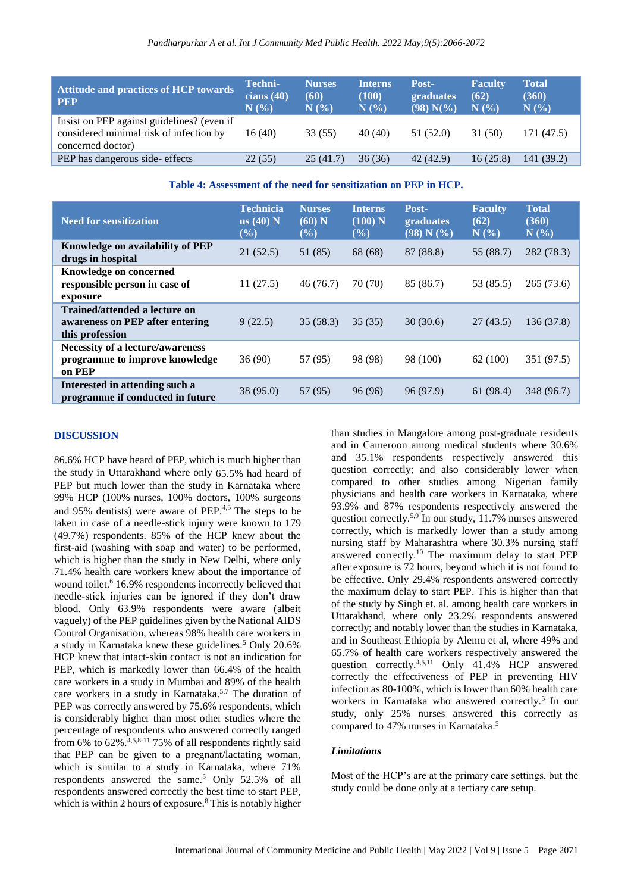| Attitude and practices of HCP towards PEP | Techni-cians (40) N (%) | Nurses (60) N (%) | Interns (100) N (%) | Post-graduates (98) N(%) | Faculty (62) N (%) | Total (360) N (%) |
|---|---|---|---|---|---|---|
| Insist on PEP against guidelines? (even if considered minimal risk of infection by concerned doctor) | 16 (40) | 33 (55) | 40 (40) | 51 (52.0) | 31 (50) | 171 (47.5) |
| PEP has dangerous side- effects | 22 (55) | 25 (41.7) | 36 (36) | 42 (42.9) | 16 (25.8) | 141 (39.2) |

**Table 4: Assessment of the need for sensitization on PEP in HCP.**

| Need for sensitization | Technicians (40) N (%) | Nurses (60) N (%) | Interns (100) N (%) | Post-graduates (98) N (%) | Faculty (62) N (%) | Total (360) N (%) |
|---|---|---|---|---|---|---|
| **Knowledge on availability of PEP drugs in hospital** | 21 (52.5) | 51 (85) | 68 (68) | 87 (88.8) | 55 (88.7) | 282 (78.3) |
| **Knowledge on concerned responsible person in case of exposure** | 11 (27.5) | 46 (76.7) | 70 (70) | 85 (86.7) | 53 (85.5) | 265 (73.6) |
| **Trained/attended a lecture on awareness on PEP after entering this profession** | 9 (22.5) | 35 (58.3) | 35 (35) | 30 (30.6) | 27 (43.5) | 136 (37.8) |
| **Necessity of a lecture/awareness programme to improve knowledge on PEP** | 36 (90) | 57 (95) | 98 (98) | 98 (100) | 62 (100) | 351 (97.5) |
| **Interested in attending such a programme if conducted in future** | 38 (95.0) | 57 (95) | 96 (96) | 96 (97.9) | 61 (98.4) | 348 (96.7) |

## DISCUSSION

86.6% HCP have heard of PEP, which is much higher than the study in Uttarakhand where only 65.5% had heard of PEP but much lower than the study in Karnataka where 99% HCP (100% nurses, 100% doctors, 100% surgeons and 95% dentists) were aware of PEP.[4,5] The steps to be taken in case of a needle-stick injury were known to 179 (49.7%) respondents. 85% of the HCP knew about the first-aid (washing with soap and water) to be performed, which is higher than the study in New Delhi, where only 71.4% health care workers knew about the importance of wound toilet.[6] 16.9% respondents incorrectly believed that needle-stick injuries can be ignored if they don't draw blood. Only 63.9% respondents were aware (albeit vaguely) of the PEP guidelines given by the National AIDS Control Organisation, whereas 98% health care workers in a study in Karnataka knew these guidelines.[5] Only 20.6% HCP knew that intact-skin contact is not an indication for PEP, which is markedly lower than 66.4% of the health care workers in a study in Mumbai and 89% of the health care workers in a study in Karnataka.[5,7] The duration of PEP was correctly answered by 75.6% respondents, which is considerably higher than most other studies where the percentage of respondents who answered correctly ranged from 6% to 62%.[4,5,8-11] 75% of all respondents rightly said that PEP can be given to a pregnant/lactating woman, which is similar to a study in Karnataka, where 71% respondents answered the same.[5] Only 52.5% of all respondents answered correctly the best time to start PEP, which is within 2 hours of exposure.[8] This is notably higher than studies in Mangalore among post-graduate residents and in Cameroon among medical students where 30.6% and 35.1% respondents respectively answered this question correctly; and also considerably lower when compared to other studies among Nigerian family physicians and health care workers in Karnataka, where 93.9% and 87% respondents respectively answered the question correctly.[5,9] In our study, 11.7% nurses answered correctly, which is markedly lower than a study among nursing staff by Maharashtra where 30.3% nursing staff answered correctly.[10] The maximum delay to start PEP after exposure is 72 hours, beyond which it is not found to be effective. Only 29.4% respondents answered correctly the maximum delay to start PEP. This is higher than that of the study by Singh et. al. among health care workers in Uttarakhand, where only 23.2% respondents answered correctly; and notably lower than the studies in Karnataka, and in Southeast Ethiopia by Alemu et al, where 49% and 65.7% of health care workers respectively answered the question correctly.[4,5,11] Only 41.4% HCP answered correctly the effectiveness of PEP in preventing HIV infection as 80-100%, which is lower than 60% health care workers in Karnataka who answered correctly.[5] In our study, only 25% nurses answered this correctly as compared to 47% nurses in Karnataka.[5]

### *Limitations*

Most of the HCP's are at the primary care settings, but the study could be done only at a tertiary care setup.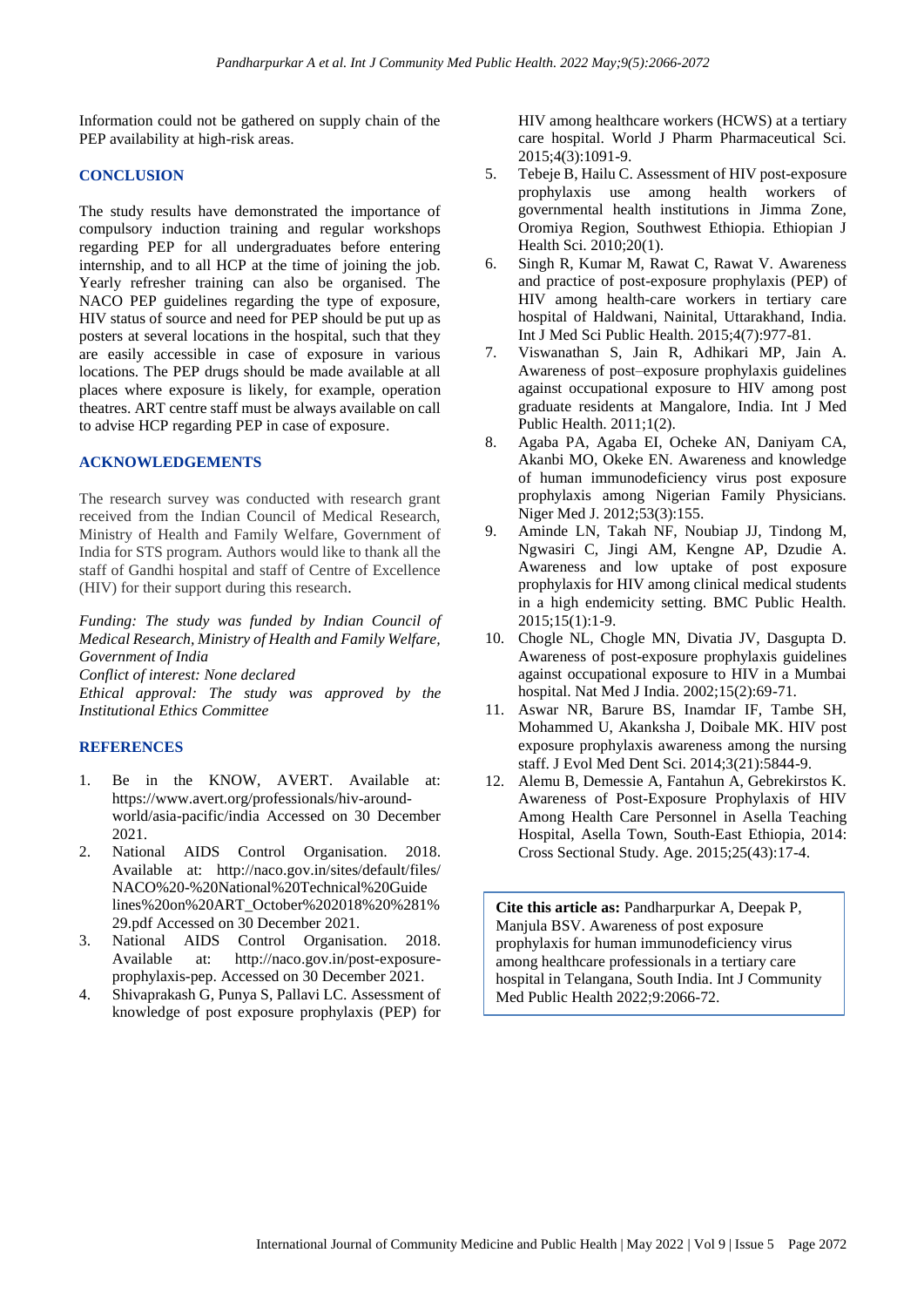Information could not be gathered on supply chain of the PEP availability at high-risk areas.

## CONCLUSION

The study results have demonstrated the importance of compulsory induction training and regular workshops regarding PEP for all undergraduates before entering internship, and to all HCP at the time of joining the job. Yearly refresher training can also be organised. The NACO PEP guidelines regarding the type of exposure, HIV status of source and need for PEP should be put up as posters at several locations in the hospital, such that they are easily accessible in case of exposure in various locations. The PEP drugs should be made available at all places where exposure is likely, for example, operation theatres. ART centre staff must be always available on call to advise HCP regarding PEP in case of exposure.

## ACKNOWLEDGEMENTS

The research survey was conducted with research grant received from the Indian Council of Medical Research, Ministry of Health and Family Welfare, Government of India for STS program. Authors would like to thank all the staff of Gandhi hospital and staff of Centre of Excellence (HIV) for their support during this research.

*Funding: The study was funded by Indian Council of Medical Research, Ministry of Health and Family Welfare, Government of India*
*Conflict of interest: None declared*
*Ethical approval: The study was approved by the Institutional Ethics Committee*

## REFERENCES

1. Be in the KNOW, AVERT. Available at: https://www.avert.org/professionals/hiv-around-world/asia-pacific/india Accessed on 30 December 2021.
2. National AIDS Control Organisation. 2018. Available at: http://naco.gov.in/sites/default/files/NACO%20-%20National%20Technical%20Guidelines%20on%20ART_October%202018%20%281%29.pdf Accessed on 30 December 2021.
3. National AIDS Control Organisation. 2018. Available at: http://naco.gov.in/post-exposure-prophylaxis-pep. Accessed on 30 December 2021.
4. Shivaprakash G, Punya S, Pallavi LC. Assessment of knowledge of post exposure prophylaxis (PEP) for HIV among healthcare workers (HCWS) at a tertiary care hospital. World J Pharm Pharmaceutical Sci. 2015;4(3):1091-9.
5. Tebeje B, Hailu C. Assessment of HIV post-exposure prophylaxis use among health workers of governmental health institutions in Jimma Zone, Oromiya Region, Southwest Ethiopia. Ethiopian J Health Sci. 2010;20(1).
6. Singh R, Kumar M, Rawat C, Rawat V. Awareness and practice of post-exposure prophylaxis (PEP) of HIV among health-care workers in tertiary care hospital of Haldwani, Nainital, Uttarakhand, India. Int J Med Sci Public Health. 2015;4(7):977-81.
7. Viswanathan S, Jain R, Adhikari MP, Jain A. Awareness of post–exposure prophylaxis guidelines against occupational exposure to HIV among post graduate residents at Mangalore, India. Int J Med Public Health. 2011;1(2).
8. Agaba PA, Agaba EI, Ocheke AN, Daniyam CA, Akanbi MO, Okeke EN. Awareness and knowledge of human immunodeficiency virus post exposure prophylaxis among Nigerian Family Physicians. Niger Med J. 2012;53(3):155.
9. Aminde LN, Takah NF, Noubiap JJ, Tindong M, Ngwasiri C, Jingi AM, Kengne AP, Dzudie A. Awareness and low uptake of post exposure prophylaxis for HIV among clinical medical students in a high endemicity setting. BMC Public Health. 2015;15(1):1-9.
10. Chogle NL, Chogle MN, Divatia JV, Dasgupta D. Awareness of post-exposure prophylaxis guidelines against occupational exposure to HIV in a Mumbai hospital. Nat Med J India. 2002;15(2):69-71.
11. Aswar NR, Barure BS, Inamdar IF, Tambe SH, Mohammed U, Akanksha J, Doibale MK. HIV post exposure prophylaxis awareness among the nursing staff. J Evol Med Dent Sci. 2014;3(21):5844-9.
12. Alemu B, Demessie A, Fantahun A, Gebrekirstos K. Awareness of Post-Exposure Prophylaxis of HIV Among Health Care Personnel in Asella Teaching Hospital, Asella Town, South-East Ethiopia, 2014: Cross Sectional Study. Age. 2015;25(43):17-4.

**Cite this article as:** Pandharpurkar A, Deepak P, Manjula BSV. Awareness of post exposure prophylaxis for human immunodeficiency virus among healthcare professionals in a tertiary care hospital in Telangana, South India. Int J Community Med Public Health 2022;9:2066-72.